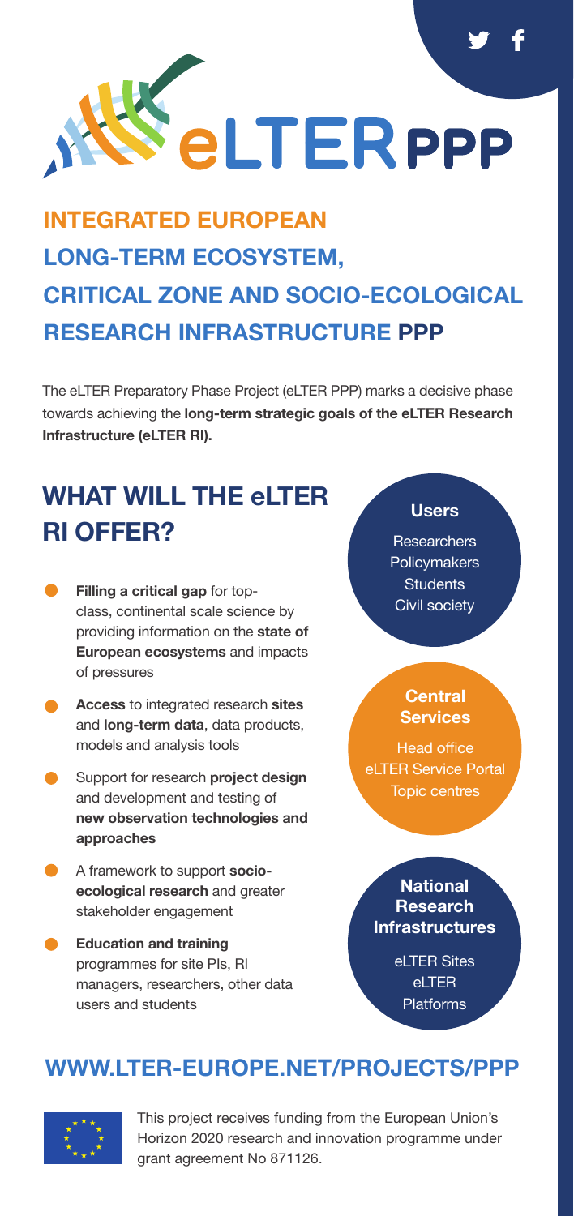# eLTER PPP

## INTEGRATED EUROPEAN LONG-TERM ECOSYSTEM, CRITICAL ZONE AND SOCIO-ECOLOGICAL RESEARCH INFRASTRUCTURE PPP

The eLTER Preparatory Phase Project (eLTER PPP) marks a decisive phase towards achieving the **long-term strategic goals of the eLTER Research Infrastructure (eLTER RI).**

## WHAT WILL THE eLTER RI OFFER?

- **Filling a critical gap** for top-class, continental scale science by providing information on the **state of European ecosystems** and impacts of pressures
- **Access** to integrated research **sites** and **long-term data**, data products, models and analysis tools
- Support for research **project design** and development and testing of **new observation technologies and approaches**
- A framework to support **socio-ecological research** and greater stakeholder engagement
- **Education and training** programmes for site PIs, RI managers, researchers, other data users and students

**Users**

Researchers
Policymakers
Students
Civil society

**Central Services**

Head office
eLTER Service Portal
Topic centres

**National Research Infrastructures**

eLTER Sites
eLTER Platforms

## WWW.LTER-EUROPE.NET/PROJECTS/PPP

This project receives funding from the European Union's Horizon 2020 research and innovation programme under grant agreement No 871126.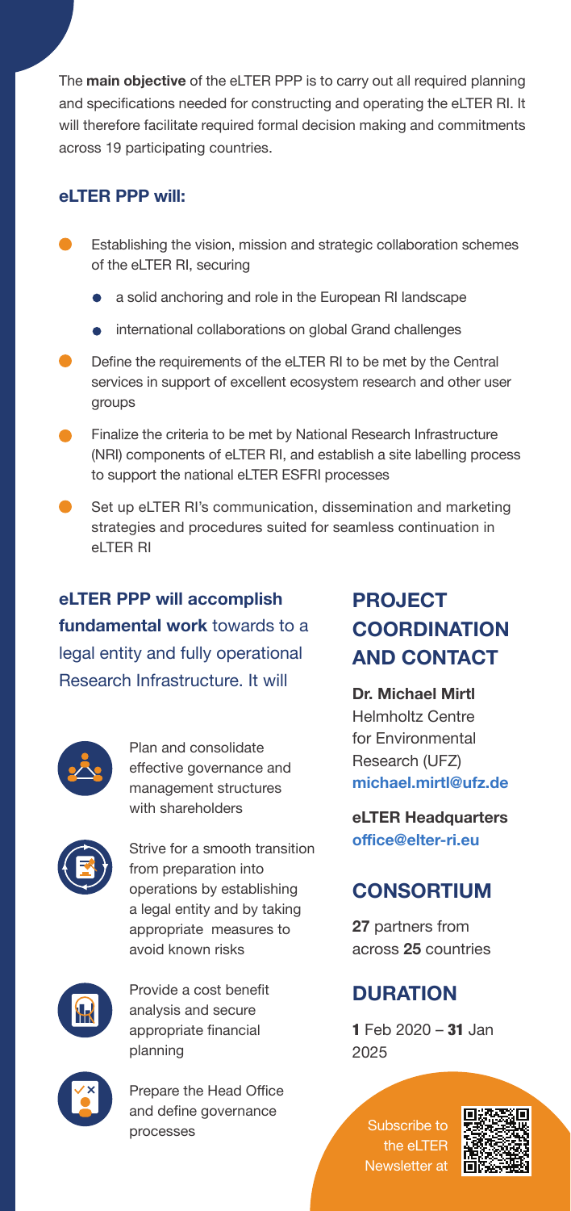The **main objective** of the eLTER PPP is to carry out all required planning and specifications needed for constructing and operating the eLTER RI. It will therefore facilitate required formal decision making and commitments across 19 participating countries.

### eLTER PPP will:

- Establishing the vision, mission and strategic collaboration schemes of the eLTER RI, securing
  - a solid anchoring and role in the European RI landscape
  - international collaborations on global Grand challenges
- Define the requirements of the eLTER RI to be met by the Central services in support of excellent ecosystem research and other user groups
- Finalize the criteria to be met by National Research Infrastructure (NRI) components of eLTER RI, and establish a site labelling process to support the national eLTER ESFRI processes
- Set up eLTER RI's communication, dissemination and marketing strategies and procedures suited for seamless continuation in eLTER RI

**eLTER PPP will accomplish fundamental work** towards to a legal entity and fully operational Research Infrastructure. It will

- Plan and consolidate effective governance and management structures with shareholders
- Strive for a smooth transition from preparation into operations by establishing a legal entity and by taking appropriate measures to avoid known risks
- Provide a cost benefit analysis and secure appropriate financial planning
- Prepare the Head Office and define governance processes

## PROJECT COORDINATION AND CONTACT

**Dr. Michael Mirtl**
Helmholtz Centre for Environmental Research (UFZ)
**michael.mirtl@ufz.de**

**eLTER Headquarters**
**office@elter-ri.eu**

## CONSORTIUM

**27** partners from across **25** countries

## DURATION

**1** Feb 2020 – **31** Jan 2025

Subscribe to the eLTER Newsletter at